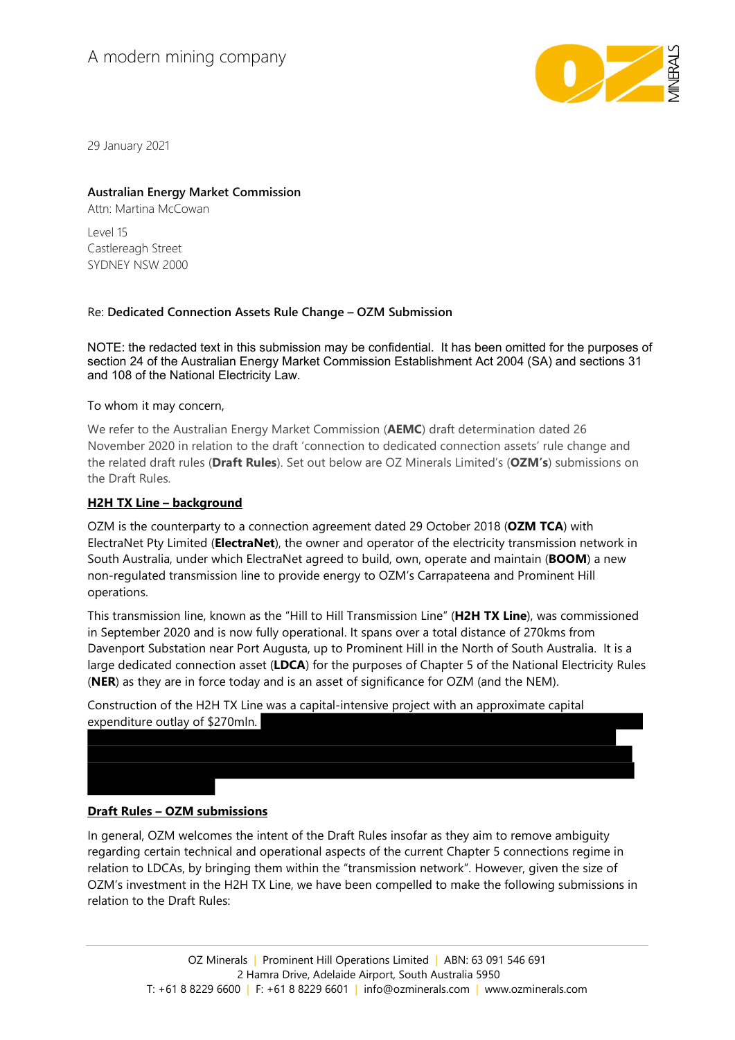A modern mining company

29 January 2021

**Australian Energy Market Commission**
Attn: Martina McCowan

Level 15
Castlereagh Street
SYDNEY NSW 2000

Re: **Dedicated Connection Assets Rule Change – OZM Submission**

NOTE: the redacted text in this submission may be confidential. It has been omitted for the purposes of section 24 of the Australian Energy Market Commission Establishment Act 2004 (SA) and sections 31 and 108 of the National Electricity Law.

To whom it may concern,

We refer to the Australian Energy Market Commission (**AEMC**) draft determination dated 26 November 2020 in relation to the draft 'connection to dedicated connection assets' rule change and the related draft rules (**Draft Rules**). Set out below are OZ Minerals Limited's (**OZM's**) submissions on the Draft Rules.

**H2H TX Line – background**

OZM is the counterparty to a connection agreement dated 29 October 2018 (**OZM TCA**) with ElectraNet Pty Limited (**ElectraNet**), the owner and operator of the electricity transmission network in South Australia, under which ElectraNet agreed to build, own, operate and maintain (**BOOM**) a new non-regulated transmission line to provide energy to OZM's Carrapateena and Prominent Hill operations.

This transmission line, known as the "Hill to Hill Transmission Line" (**H2H TX Line**), was commissioned in September 2020 and is now fully operational. It spans over a total distance of 270kms from Davenport Substation near Port Augusta, up to Prominent Hill in the North of South Australia. It is a large dedicated connection asset (**LDCA**) for the purposes of Chapter 5 of the National Electricity Rules (**NER**) as they are in force today and is an asset of significance for OZM (and the NEM).

Construction of the H2H TX Line was a capital-intensive project with an approximate capital expenditure outlay of $270mln. [REDACTED]

**Draft Rules – OZM submissions**

In general, OZM welcomes the intent of the Draft Rules insofar as they aim to remove ambiguity regarding certain technical and operational aspects of the current Chapter 5 connections regime in relation to LDCAs, by bringing them within the "transmission network". However, given the size of OZM's investment in the H2H TX Line, we have been compelled to make the following submissions in relation to the Draft Rules: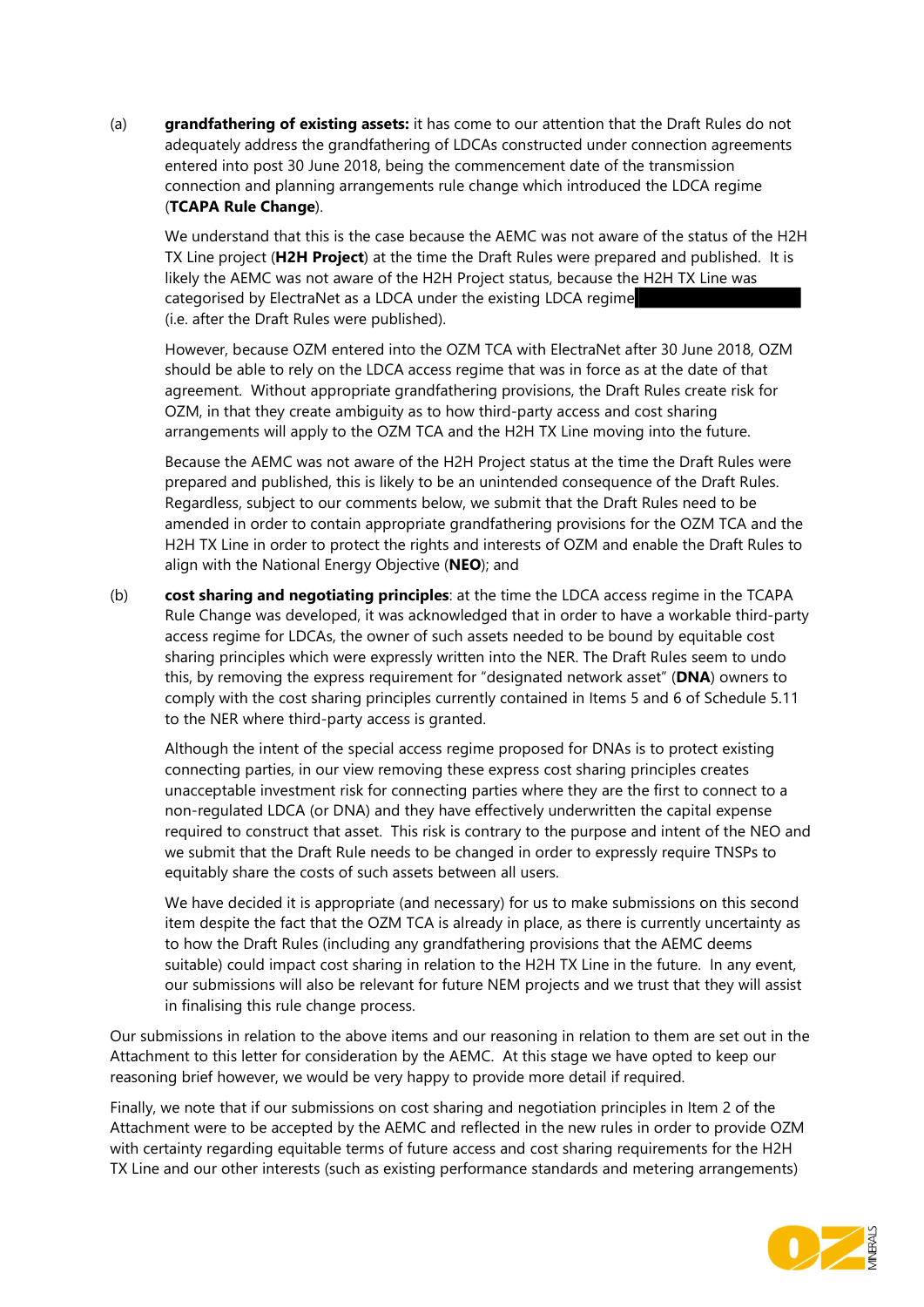(a) **grandfathering of existing assets:** it has come to our attention that the Draft Rules do not adequately address the grandfathering of LDCAs constructed under connection agreements entered into post 30 June 2018, being the commencement date of the transmission connection and planning arrangements rule change which introduced the LDCA regime (**TCAPA Rule Change**).

We understand that this is the case because the AEMC was not aware of the status of the H2H TX Line project (**H2H Project**) at the time the Draft Rules were prepared and published. It is likely the AEMC was not aware of the H2H Project status, because the H2H TX Line was categorised by ElectraNet as a LDCA under the existing LDCA regime (i.e. after the Draft Rules were published).

However, because OZM entered into the OZM TCA with ElectraNet after 30 June 2018, OZM should be able to rely on the LDCA access regime that was in force as at the date of that agreement. Without appropriate grandfathering provisions, the Draft Rules create risk for OZM, in that they create ambiguity as to how third-party access and cost sharing arrangements will apply to the OZM TCA and the H2H TX Line moving into the future.

Because the AEMC was not aware of the H2H Project status at the time the Draft Rules were prepared and published, this is likely to be an unintended consequence of the Draft Rules. Regardless, subject to our comments below, we submit that the Draft Rules need to be amended in order to contain appropriate grandfathering provisions for the OZM TCA and the H2H TX Line in order to protect the rights and interests of OZM and enable the Draft Rules to align with the National Energy Objective (**NEO**); and

(b) **cost sharing and negotiating principles**: at the time the LDCA access regime in the TCAPA Rule Change was developed, it was acknowledged that in order to have a workable third-party access regime for LDCAs, the owner of such assets needed to be bound by equitable cost sharing principles which were expressly written into the NER. The Draft Rules seem to undo this, by removing the express requirement for "designated network asset" (**DNA**) owners to comply with the cost sharing principles currently contained in Items 5 and 6 of Schedule 5.11 to the NER where third-party access is granted.

Although the intent of the special access regime proposed for DNAs is to protect existing connecting parties, in our view removing these express cost sharing principles creates unacceptable investment risk for connecting parties where they are the first to connect to a non-regulated LDCA (or DNA) and they have effectively underwritten the capital expense required to construct that asset. This risk is contrary to the purpose and intent of the NEO and we submit that the Draft Rule needs to be changed in order to expressly require TNSPs to equitably share the costs of such assets between all users.

We have decided it is appropriate (and necessary) for us to make submissions on this second item despite the fact that the OZM TCA is already in place, as there is currently uncertainty as to how the Draft Rules (including any grandfathering provisions that the AEMC deems suitable) could impact cost sharing in relation to the H2H TX Line in the future. In any event, our submissions will also be relevant for future NEM projects and we trust that they will assist in finalising this rule change process.

Our submissions in relation to the above items and our reasoning in relation to them are set out in the Attachment to this letter for consideration by the AEMC. At this stage we have opted to keep our reasoning brief however, we would be very happy to provide more detail if required.

Finally, we note that if our submissions on cost sharing and negotiation principles in Item 2 of the Attachment were to be accepted by the AEMC and reflected in the new rules in order to provide OZM with certainty regarding equitable terms of future access and cost sharing requirements for the H2H TX Line and our other interests (such as existing performance standards and metering arrangements)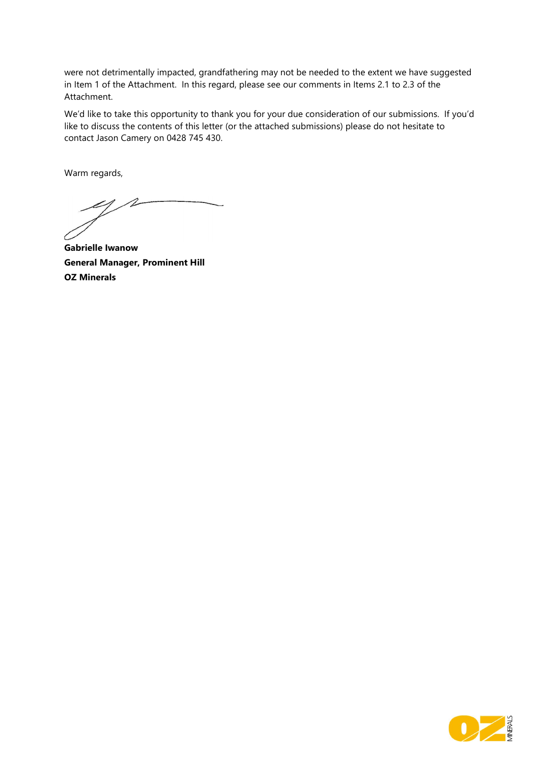were not detrimentally impacted, grandfathering may not be needed to the extent we have suggested in Item 1 of the Attachment. In this regard, please see our comments in Items 2.1 to 2.3 of the Attachment.

We'd like to take this opportunity to thank you for your due consideration of our submissions. If you'd like to discuss the contents of this letter (or the attached submissions) please do not hesitate to contact Jason Camery on 0428 745 430.

Warm regards,

**Gabrielle Iwanow**
**General Manager, Prominent Hill**
**OZ Minerals**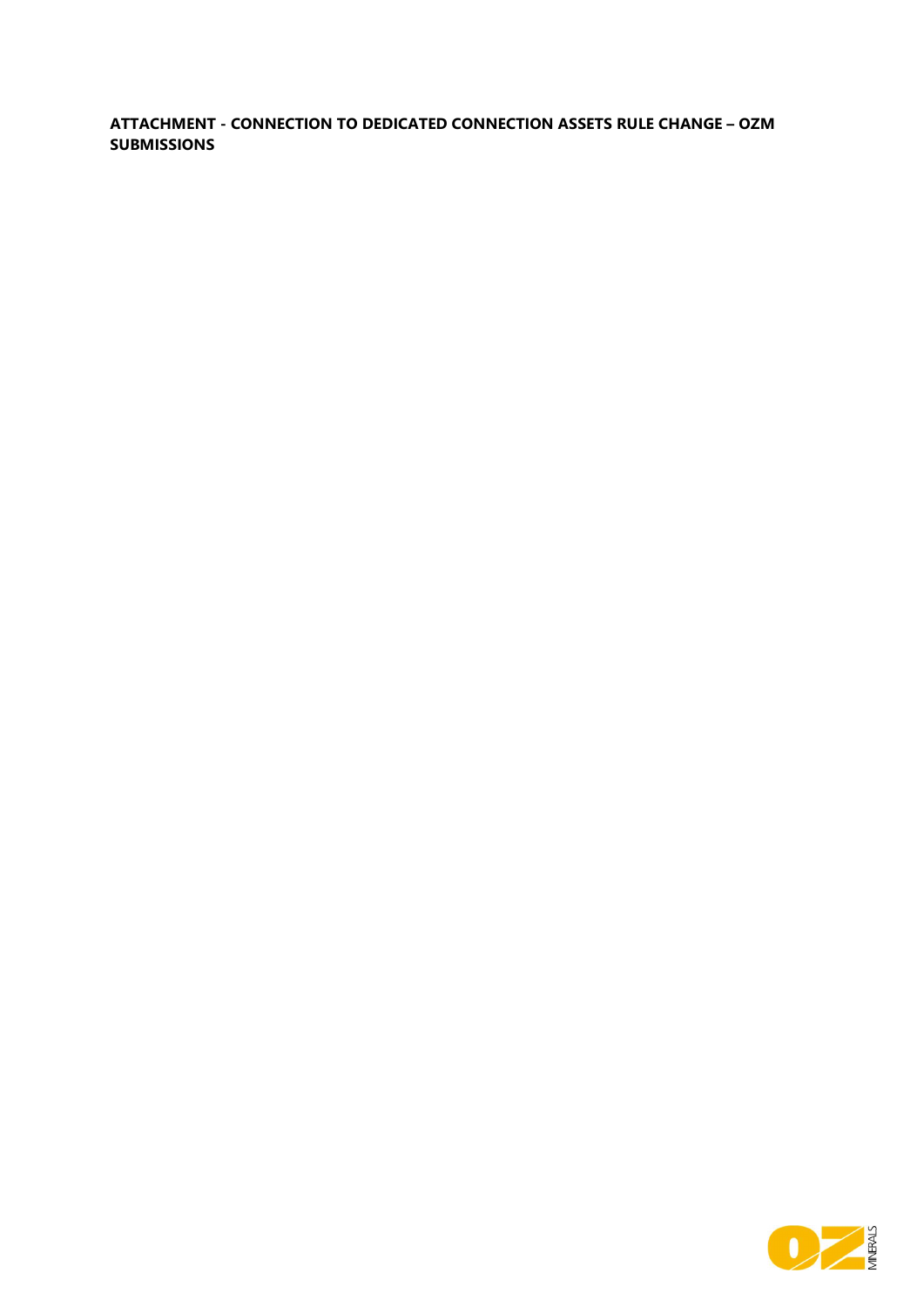**ATTACHMENT - CONNECTION TO DEDICATED CONNECTION ASSETS RULE CHANGE – OZM SUBMISSIONS**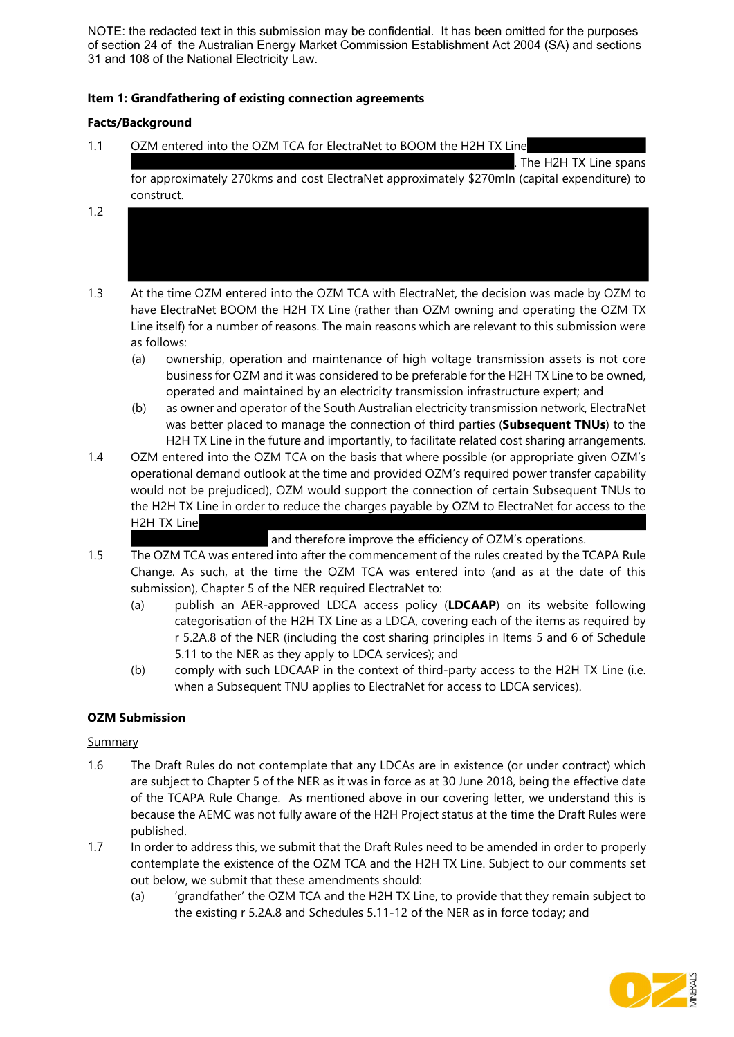NOTE: the redacted text in this submission may be confidential. It has been omitted for the purposes of section 24 of the Australian Energy Market Commission Establishment Act 2004 (SA) and sections 31 and 108 of the National Electricity Law.

**Item 1: Grandfathering of existing connection agreements**

**Facts/Background**

1.1 OZM entered into the OZM TCA for ElectraNet to BOOM the H2H TX Line [redacted]. The H2H TX Line spans for approximately 270kms and cost ElectraNet approximately $270mln (capital expenditure) to construct.

1.2 [redacted]

1.3 At the time OZM entered into the OZM TCA with ElectraNet, the decision was made by OZM to have ElectraNet BOOM the H2H TX Line (rather than OZM owning and operating the OZM TX Line itself) for a number of reasons. The main reasons which are relevant to this submission were as follows:

(a) ownership, operation and maintenance of high voltage transmission assets is not core business for OZM and it was considered to be preferable for the H2H TX Line to be owned, operated and maintained by an electricity transmission infrastructure expert; and

(b) as owner and operator of the South Australian electricity transmission network, ElectraNet was better placed to manage the connection of third parties (**Subsequent TNUs**) to the H2H TX Line in the future and importantly, to facilitate related cost sharing arrangements.

1.4 OZM entered into the OZM TCA on the basis that where possible (or appropriate given OZM's operational demand outlook at the time and provided OZM's required power transfer capability would not be prejudiced), OZM would support the connection of certain Subsequent TNUs to the H2H TX Line in order to reduce the charges payable by OZM to ElectraNet for access to the H2H TX Line [redacted] and therefore improve the efficiency of OZM's operations.

1.5 The OZM TCA was entered into after the commencement of the rules created by the TCAPA Rule Change. As such, at the time the OZM TCA was entered into (and as at the date of this submission), Chapter 5 of the NER required ElectraNet to:

(a) publish an AER-approved LDCA access policy (**LDCAAP**) on its website following categorisation of the H2H TX Line as a LDCA, covering each of the items as required by r 5.2A.8 of the NER (including the cost sharing principles in Items 5 and 6 of Schedule 5.11 to the NER as they apply to LDCA services); and

(b) comply with such LDCAAP in the context of third-party access to the H2H TX Line (i.e. when a Subsequent TNU applies to ElectraNet for access to LDCA services).

**OZM Submission**

Summary

1.6 The Draft Rules do not contemplate that any LDCAs are in existence (or under contract) which are subject to Chapter 5 of the NER as it was in force as at 30 June 2018, being the effective date of the TCAPA Rule Change. As mentioned above in our covering letter, we understand this is because the AEMC was not fully aware of the H2H Project status at the time the Draft Rules were published.

1.7 In order to address this, we submit that the Draft Rules need to be amended in order to properly contemplate the existence of the OZM TCA and the H2H TX Line. Subject to our comments set out below, we submit that these amendments should:

(a) 'grandfather' the OZM TCA and the H2H TX Line, to provide that they remain subject to the existing r 5.2A.8 and Schedules 5.11-12 of the NER as in force today; and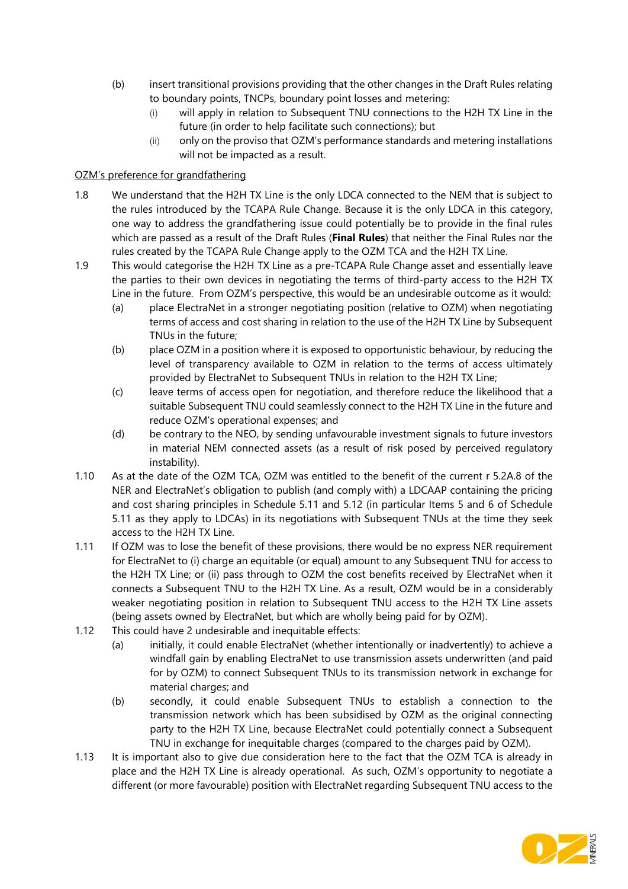(b) insert transitional provisions providing that the other changes in the Draft Rules relating to boundary points, TNCPs, boundary point losses and metering:

   (i) will apply in relation to Subsequent TNU connections to the H2H TX Line in the future (in order to help facilitate such connections); but

   (ii) only on the proviso that OZM's performance standards and metering installations will not be impacted as a result.

<u>OZM's preference for grandfathering</u>

1.8 We understand that the H2H TX Line is the only LDCA connected to the NEM that is subject to the rules introduced by the TCAPA Rule Change. Because it is the only LDCA in this category, one way to address the grandfathering issue could potentially be to provide in the final rules which are passed as a result of the Draft Rules (**Final Rules**) that neither the Final Rules nor the rules created by the TCAPA Rule Change apply to the OZM TCA and the H2H TX Line.

1.9 This would categorise the H2H TX Line as a pre-TCAPA Rule Change asset and essentially leave the parties to their own devices in negotiating the terms of third-party access to the H2H TX Line in the future. From OZM's perspective, this would be an undesirable outcome as it would:

   (a) place ElectraNet in a stronger negotiating position (relative to OZM) when negotiating terms of access and cost sharing in relation to the use of the H2H TX Line by Subsequent TNUs in the future;

   (b) place OZM in a position where it is exposed to opportunistic behaviour, by reducing the level of transparency available to OZM in relation to the terms of access ultimately provided by ElectraNet to Subsequent TNUs in relation to the H2H TX Line;

   (c) leave terms of access open for negotiation, and therefore reduce the likelihood that a suitable Subsequent TNU could seamlessly connect to the H2H TX Line in the future and reduce OZM's operational expenses; and

   (d) be contrary to the NEO, by sending unfavourable investment signals to future investors in material NEM connected assets (as a result of risk posed by perceived regulatory instability).

1.10 As at the date of the OZM TCA, OZM was entitled to the benefit of the current r 5.2A.8 of the NER and ElectraNet's obligation to publish (and comply with) a LDCAAP containing the pricing and cost sharing principles in Schedule 5.11 and 5.12 (in particular Items 5 and 6 of Schedule 5.11 as they apply to LDCAs) in its negotiations with Subsequent TNUs at the time they seek access to the H2H TX Line.

1.11 If OZM was to lose the benefit of these provisions, there would be no express NER requirement for ElectraNet to (i) charge an equitable (or equal) amount to any Subsequent TNU for access to the H2H TX Line; or (ii) pass through to OZM the cost benefits received by ElectraNet when it connects a Subsequent TNU to the H2H TX Line. As a result, OZM would be in a considerably weaker negotiating position in relation to Subsequent TNU access to the H2H TX Line assets (being assets owned by ElectraNet, but which are wholly being paid for by OZM).

1.12 This could have 2 undesirable and inequitable effects:

   (a) initially, it could enable ElectraNet (whether intentionally or inadvertently) to achieve a windfall gain by enabling ElectraNet to use transmission assets underwritten (and paid for by OZM) to connect Subsequent TNUs to its transmission network in exchange for material charges; and

   (b) secondly, it could enable Subsequent TNUs to establish a connection to the transmission network which has been subsidised by OZM as the original connecting party to the H2H TX Line, because ElectraNet could potentially connect a Subsequent TNU in exchange for inequitable charges (compared to the charges paid by OZM).

1.13 It is important also to give due consideration here to the fact that the OZM TCA is already in place and the H2H TX Line is already operational. As such, OZM's opportunity to negotiate a different (or more favourable) position with ElectraNet regarding Subsequent TNU access to the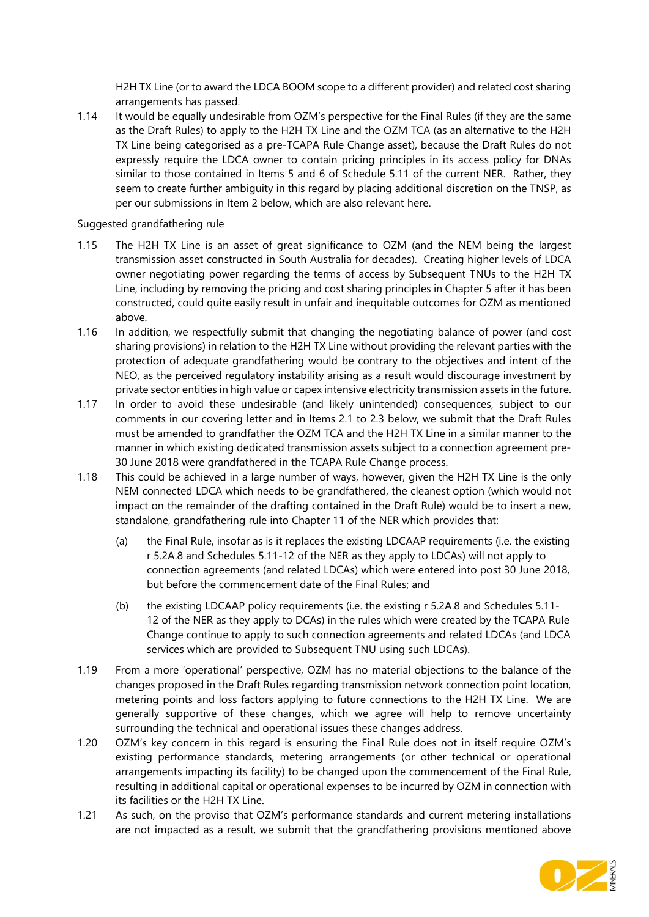H2H TX Line (or to award the LDCA BOOM scope to a different provider) and related cost sharing arrangements has passed.

1.14 It would be equally undesirable from OZM's perspective for the Final Rules (if they are the same as the Draft Rules) to apply to the H2H TX Line and the OZM TCA (as an alternative to the H2H TX Line being categorised as a pre-TCAPA Rule Change asset), because the Draft Rules do not expressly require the LDCA owner to contain pricing principles in its access policy for DNAs similar to those contained in Items 5 and 6 of Schedule 5.11 of the current NER. Rather, they seem to create further ambiguity in this regard by placing additional discretion on the TNSP, as per our submissions in Item 2 below, which are also relevant here.

<u>Suggested grandfathering rule</u>

1.15 The H2H TX Line is an asset of great significance to OZM (and the NEM being the largest transmission asset constructed in South Australia for decades). Creating higher levels of LDCA owner negotiating power regarding the terms of access by Subsequent TNUs to the H2H TX Line, including by removing the pricing and cost sharing principles in Chapter 5 after it has been constructed, could quite easily result in unfair and inequitable outcomes for OZM as mentioned above.

1.16 In addition, we respectfully submit that changing the negotiating balance of power (and cost sharing provisions) in relation to the H2H TX Line without providing the relevant parties with the protection of adequate grandfathering would be contrary to the objectives and intent of the NEO, as the perceived regulatory instability arising as a result would discourage investment by private sector entities in high value or capex intensive electricity transmission assets in the future.

1.17 In order to avoid these undesirable (and likely unintended) consequences, subject to our comments in our covering letter and in Items 2.1 to 2.3 below, we submit that the Draft Rules must be amended to grandfather the OZM TCA and the H2H TX Line in a similar manner to the manner in which existing dedicated transmission assets subject to a connection agreement pre-30 June 2018 were grandfathered in the TCAPA Rule Change process.

1.18 This could be achieved in a large number of ways, however, given the H2H TX Line is the only NEM connected LDCA which needs to be grandfathered, the cleanest option (which would not impact on the remainder of the drafting contained in the Draft Rule) would be to insert a new, standalone, grandfathering rule into Chapter 11 of the NER which provides that:

(a) the Final Rule, insofar as is it replaces the existing LDCAAP requirements (i.e. the existing r 5.2A.8 and Schedules 5.11-12 of the NER as they apply to LDCAs) will not apply to connection agreements (and related LDCAs) which were entered into post 30 June 2018, but before the commencement date of the Final Rules; and

(b) the existing LDCAAP policy requirements (i.e. the existing r 5.2A.8 and Schedules 5.11-12 of the NER as they apply to DCAs) in the rules which were created by the TCAPA Rule Change continue to apply to such connection agreements and related LDCAs (and LDCA services which are provided to Subsequent TNU using such LDCAs).

1.19 From a more 'operational' perspective, OZM has no material objections to the balance of the changes proposed in the Draft Rules regarding transmission network connection point location, metering points and loss factors applying to future connections to the H2H TX Line. We are generally supportive of these changes, which we agree will help to remove uncertainty surrounding the technical and operational issues these changes address.

1.20 OZM's key concern in this regard is ensuring the Final Rule does not in itself require OZM's existing performance standards, metering arrangements (or other technical or operational arrangements impacting its facility) to be changed upon the commencement of the Final Rule, resulting in additional capital or operational expenses to be incurred by OZM in connection with its facilities or the H2H TX Line.

1.21 As such, on the proviso that OZM's performance standards and current metering installations are not impacted as a result, we submit that the grandfathering provisions mentioned above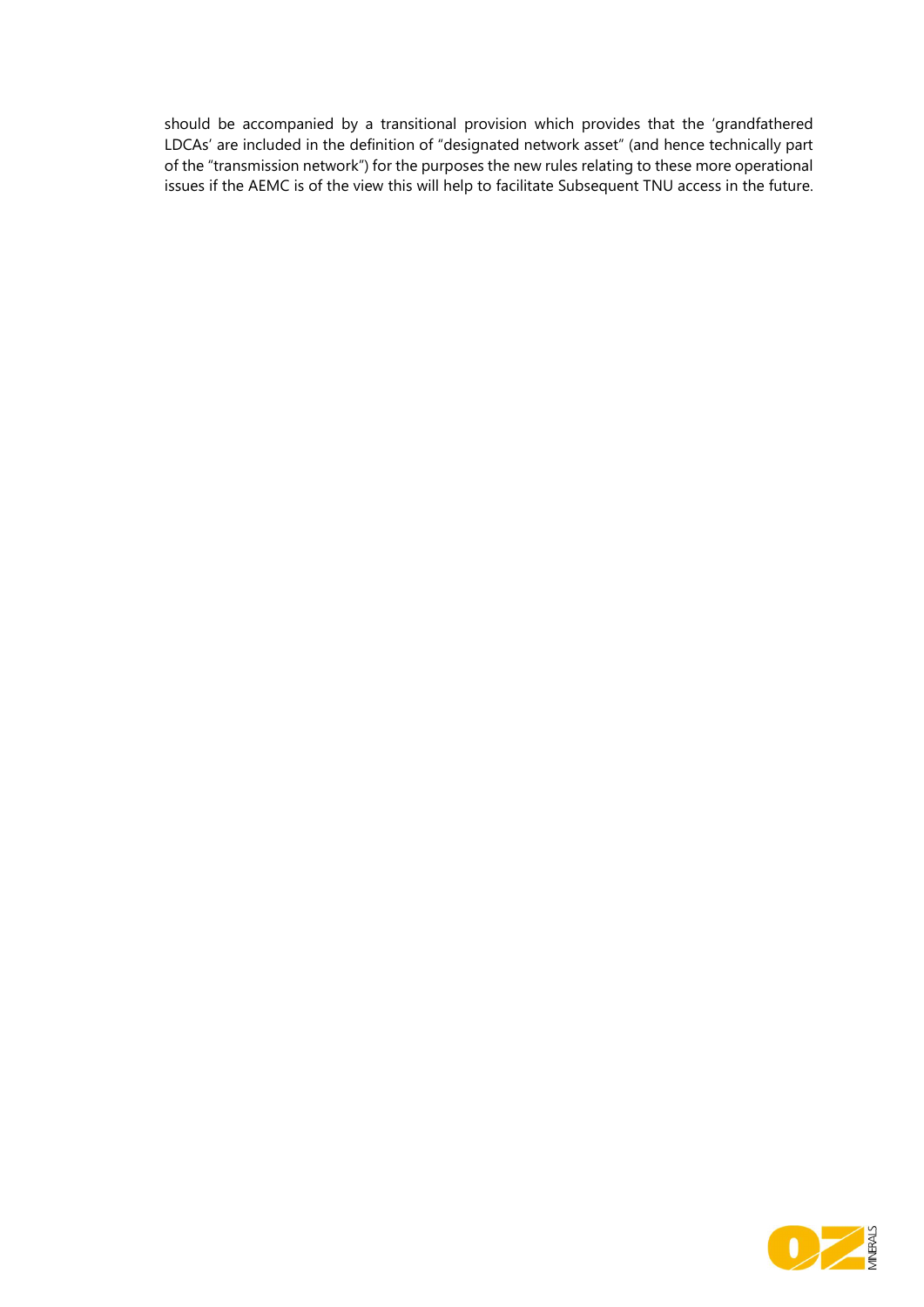should be accompanied by a transitional provision which provides that the 'grandfathered LDCAs' are included in the definition of "designated network asset" (and hence technically part of the "transmission network") for the purposes the new rules relating to these more operational issues if the AEMC is of the view this will help to facilitate Subsequent TNU access in the future.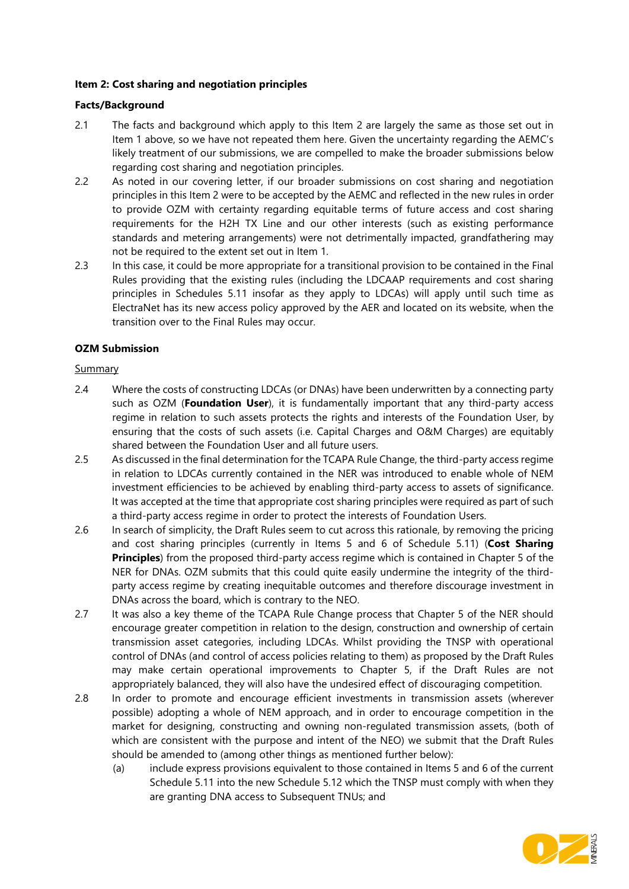**Item 2: Cost sharing and negotiation principles**

**Facts/Background**

2.1 The facts and background which apply to this Item 2 are largely the same as those set out in Item 1 above, so we have not repeated them here. Given the uncertainty regarding the AEMC's likely treatment of our submissions, we are compelled to make the broader submissions below regarding cost sharing and negotiation principles.

2.2 As noted in our covering letter, if our broader submissions on cost sharing and negotiation principles in this Item 2 were to be accepted by the AEMC and reflected in the new rules in order to provide OZM with certainty regarding equitable terms of future access and cost sharing requirements for the H2H TX Line and our other interests (such as existing performance standards and metering arrangements) were not detrimentally impacted, grandfathering may not be required to the extent set out in Item 1.

2.3 In this case, it could be more appropriate for a transitional provision to be contained in the Final Rules providing that the existing rules (including the LDCAAP requirements and cost sharing principles in Schedules 5.11 insofar as they apply to LDCAs) will apply until such time as ElectraNet has its new access policy approved by the AER and located on its website, when the transition over to the Final Rules may occur.

**OZM Submission**

Summary

2.4 Where the costs of constructing LDCAs (or DNAs) have been underwritten by a connecting party such as OZM (**Foundation User**), it is fundamentally important that any third-party access regime in relation to such assets protects the rights and interests of the Foundation User, by ensuring that the costs of such assets (i.e. Capital Charges and O&M Charges) are equitably shared between the Foundation User and all future users.

2.5 As discussed in the final determination for the TCAPA Rule Change, the third-party access regime in relation to LDCAs currently contained in the NER was introduced to enable whole of NEM investment efficiencies to be achieved by enabling third-party access to assets of significance. It was accepted at the time that appropriate cost sharing principles were required as part of such a third-party access regime in order to protect the interests of Foundation Users.

2.6 In search of simplicity, the Draft Rules seem to cut across this rationale, by removing the pricing and cost sharing principles (currently in Items 5 and 6 of Schedule 5.11) (**Cost Sharing Principles**) from the proposed third-party access regime which is contained in Chapter 5 of the NER for DNAs. OZM submits that this could quite easily undermine the integrity of the third-party access regime by creating inequitable outcomes and therefore discourage investment in DNAs across the board, which is contrary to the NEO.

2.7 It was also a key theme of the TCAPA Rule Change process that Chapter 5 of the NER should encourage greater competition in relation to the design, construction and ownership of certain transmission asset categories, including LDCAs. Whilst providing the TNSP with operational control of DNAs (and control of access policies relating to them) as proposed by the Draft Rules may make certain operational improvements to Chapter 5, if the Draft Rules are not appropriately balanced, they will also have the undesired effect of discouraging competition.

2.8 In order to promote and encourage efficient investments in transmission assets (wherever possible) adopting a whole of NEM approach, and in order to encourage competition in the market for designing, constructing and owning non-regulated transmission assets, (both of which are consistent with the purpose and intent of the NEO) we submit that the Draft Rules should be amended to (among other things as mentioned further below):

   (a) include express provisions equivalent to those contained in Items 5 and 6 of the current Schedule 5.11 into the new Schedule 5.12 which the TNSP must comply with when they are granting DNA access to Subsequent TNUs; and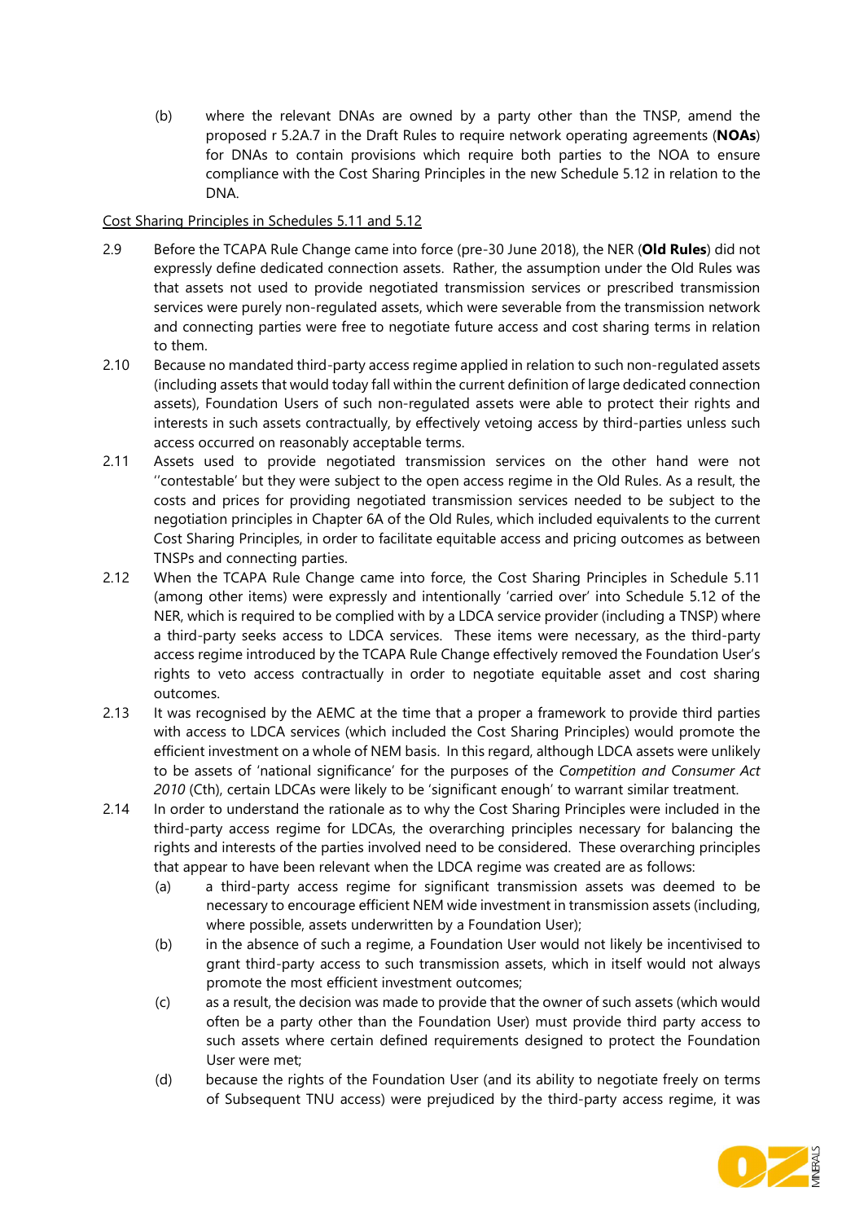(b) where the relevant DNAs are owned by a party other than the TNSP, amend the proposed r 5.2A.7 in the Draft Rules to require network operating agreements (**NOAs**) for DNAs to contain provisions which require both parties to the NOA to ensure compliance with the Cost Sharing Principles in the new Schedule 5.12 in relation to the DNA.

Cost Sharing Principles in Schedules 5.11 and 5.12

2.9 Before the TCAPA Rule Change came into force (pre-30 June 2018), the NER (**Old Rules**) did not expressly define dedicated connection assets. Rather, the assumption under the Old Rules was that assets not used to provide negotiated transmission services or prescribed transmission services were purely non-regulated assets, which were severable from the transmission network and connecting parties were free to negotiate future access and cost sharing terms in relation to them.

2.10 Because no mandated third-party access regime applied in relation to such non-regulated assets (including assets that would today fall within the current definition of large dedicated connection assets), Foundation Users of such non-regulated assets were able to protect their rights and interests in such assets contractually, by effectively vetoing access by third-parties unless such access occurred on reasonably acceptable terms.

2.11 Assets used to provide negotiated transmission services on the other hand were not ''contestable' but they were subject to the open access regime in the Old Rules. As a result, the costs and prices for providing negotiated transmission services needed to be subject to the negotiation principles in Chapter 6A of the Old Rules, which included equivalents to the current Cost Sharing Principles, in order to facilitate equitable access and pricing outcomes as between TNSPs and connecting parties.

2.12 When the TCAPA Rule Change came into force, the Cost Sharing Principles in Schedule 5.11 (among other items) were expressly and intentionally 'carried over' into Schedule 5.12 of the NER, which is required to be complied with by a LDCA service provider (including a TNSP) where a third-party seeks access to LDCA services. These items were necessary, as the third-party access regime introduced by the TCAPA Rule Change effectively removed the Foundation User's rights to veto access contractually in order to negotiate equitable asset and cost sharing outcomes.

2.13 It was recognised by the AEMC at the time that a proper a framework to provide third parties with access to LDCA services (which included the Cost Sharing Principles) would promote the efficient investment on a whole of NEM basis. In this regard, although LDCA assets were unlikely to be assets of 'national significance' for the purposes of the *Competition and Consumer Act 2010* (Cth), certain LDCAs were likely to be 'significant enough' to warrant similar treatment.

2.14 In order to understand the rationale as to why the Cost Sharing Principles were included in the third-party access regime for LDCAs, the overarching principles necessary for balancing the rights and interests of the parties involved need to be considered. These overarching principles that appear to have been relevant when the LDCA regime was created are as follows:

(a) a third-party access regime for significant transmission assets was deemed to be necessary to encourage efficient NEM wide investment in transmission assets (including, where possible, assets underwritten by a Foundation User);

(b) in the absence of such a regime, a Foundation User would not likely be incentivised to grant third-party access to such transmission assets, which in itself would not always promote the most efficient investment outcomes;

(c) as a result, the decision was made to provide that the owner of such assets (which would often be a party other than the Foundation User) must provide third party access to such assets where certain defined requirements designed to protect the Foundation User were met;

(d) because the rights of the Foundation User (and its ability to negotiate freely on terms of Subsequent TNU access) were prejudiced by the third-party access regime, it was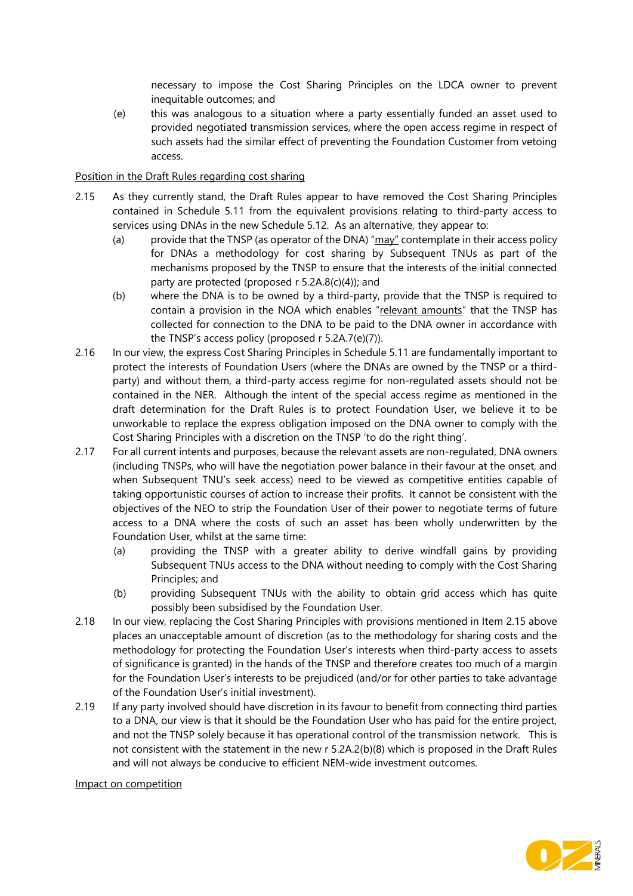necessary to impose the Cost Sharing Principles on the LDCA owner to prevent inequitable outcomes; and

(e) this was analogous to a situation where a party essentially funded an asset used to provided negotiated transmission services, where the open access regime in respect of such assets had the similar effect of preventing the Foundation Customer from vetoing access.

<u>Position in the Draft Rules regarding cost sharing</u>

2.15 As they currently stand, the Draft Rules appear to have removed the Cost Sharing Principles contained in Schedule 5.11 from the equivalent provisions relating to third-party access to services using DNAs in the new Schedule 5.12. As an alternative, they appear to:

(a) provide that the TNSP (as operator of the DNA) "<u>may</u>" contemplate in their access policy for DNAs a methodology for cost sharing by Subsequent TNUs as part of the mechanisms proposed by the TNSP to ensure that the interests of the initial connected party are protected (proposed r 5.2A.8(c)(4)); and

(b) where the DNA is to be owned by a third-party, provide that the TNSP is required to contain a provision in the NOA which enables "<u>relevant amounts</u>" that the TNSP has collected for connection to the DNA to be paid to the DNA owner in accordance with the TNSP's access policy (proposed r 5.2A.7(e)(7)).

2.16 In our view, the express Cost Sharing Principles in Schedule 5.11 are fundamentally important to protect the interests of Foundation Users (where the DNAs are owned by the TNSP or a third-party) and without them, a third-party access regime for non-regulated assets should not be contained in the NER. Although the intent of the special access regime as mentioned in the draft determination for the Draft Rules is to protect Foundation User, we believe it to be unworkable to replace the express obligation imposed on the DNA owner to comply with the Cost Sharing Principles with a discretion on the TNSP 'to do the right thing'.

2.17 For all current intents and purposes, because the relevant assets are non-regulated, DNA owners (including TNSPs, who will have the negotiation power balance in their favour at the onset, and when Subsequent TNU's seek access) need to be viewed as competitive entities capable of taking opportunistic courses of action to increase their profits. It cannot be consistent with the objectives of the NEO to strip the Foundation User of their power to negotiate terms of future access to a DNA where the costs of such an asset has been wholly underwritten by the Foundation User, whilst at the same time:

(a) providing the TNSP with a greater ability to derive windfall gains by providing Subsequent TNUs access to the DNA without needing to comply with the Cost Sharing Principles; and

(b) providing Subsequent TNUs with the ability to obtain grid access which has quite possibly been subsidised by the Foundation User.

2.18 In our view, replacing the Cost Sharing Principles with provisions mentioned in Item 2.15 above places an unacceptable amount of discretion (as to the methodology for sharing costs and the methodology for protecting the Foundation User's interests when third-party access to assets of significance is granted) in the hands of the TNSP and therefore creates too much of a margin for the Foundation User's interests to be prejudiced (and/or for other parties to take advantage of the Foundation User's initial investment).

2.19 If any party involved should have discretion in its favour to benefit from connecting third parties to a DNA, our view is that it should be the Foundation User who has paid for the entire project, and not the TNSP solely because it has operational control of the transmission network. This is not consistent with the statement in the new r 5.2A.2(b)(8) which is proposed in the Draft Rules and will not always be conducive to efficient NEM-wide investment outcomes.

<u>Impact on competition</u>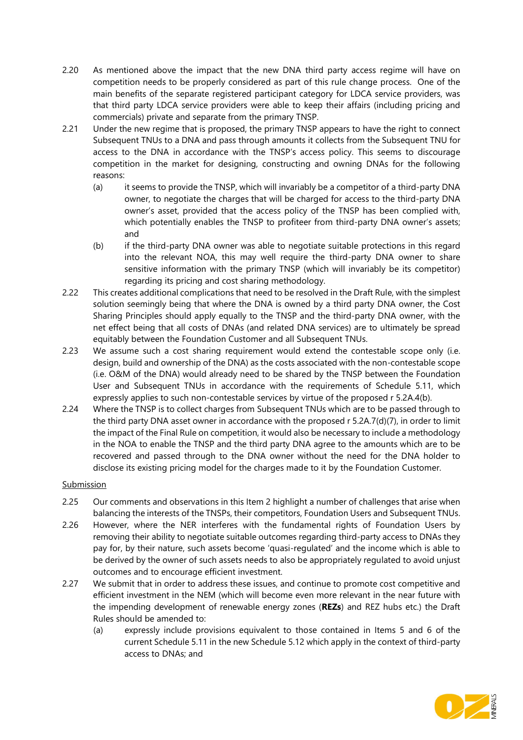2.20 As mentioned above the impact that the new DNA third party access regime will have on competition needs to be properly considered as part of this rule change process. One of the main benefits of the separate registered participant category for LDCA service providers, was that third party LDCA service providers were able to keep their affairs (including pricing and commercials) private and separate from the primary TNSP.

2.21 Under the new regime that is proposed, the primary TNSP appears to have the right to connect Subsequent TNUs to a DNA and pass through amounts it collects from the Subsequent TNU for access to the DNA in accordance with the TNSP's access policy. This seems to discourage competition in the market for designing, constructing and owning DNAs for the following reasons:

   (a) it seems to provide the TNSP, which will invariably be a competitor of a third-party DNA owner, to negotiate the charges that will be charged for access to the third-party DNA owner's asset, provided that the access policy of the TNSP has been complied with, which potentially enables the TNSP to profiteer from third-party DNA owner's assets; and

   (b) if the third-party DNA owner was able to negotiate suitable protections in this regard into the relevant NOA, this may well require the third-party DNA owner to share sensitive information with the primary TNSP (which will invariably be its competitor) regarding its pricing and cost sharing methodology.

2.22 This creates additional complications that need to be resolved in the Draft Rule, with the simplest solution seemingly being that where the DNA is owned by a third party DNA owner, the Cost Sharing Principles should apply equally to the TNSP and the third-party DNA owner, with the net effect being that all costs of DNAs (and related DNA services) are to ultimately be spread equitably between the Foundation Customer and all Subsequent TNUs.

2.23 We assume such a cost sharing requirement would extend the contestable scope only (i.e. design, build and ownership of the DNA) as the costs associated with the non-contestable scope (i.e. O&M of the DNA) would already need to be shared by the TNSP between the Foundation User and Subsequent TNUs in accordance with the requirements of Schedule 5.11, which expressly applies to such non-contestable services by virtue of the proposed r 5.2A.4(b).

2.24 Where the TNSP is to collect charges from Subsequent TNUs which are to be passed through to the third party DNA asset owner in accordance with the proposed r 5.2A.7(d)(7), in order to limit the impact of the Final Rule on competition, it would also be necessary to include a methodology in the NOA to enable the TNSP and the third party DNA agree to the amounts which are to be recovered and passed through to the DNA owner without the need for the DNA holder to disclose its existing pricing model for the charges made to it by the Foundation Customer.

<u>Submission</u>

2.25 Our comments and observations in this Item 2 highlight a number of challenges that arise when balancing the interests of the TNSPs, their competitors, Foundation Users and Subsequent TNUs.

2.26 However, where the NER interferes with the fundamental rights of Foundation Users by removing their ability to negotiate suitable outcomes regarding third-party access to DNAs they pay for, by their nature, such assets become 'quasi-regulated' and the income which is able to be derived by the owner of such assets needs to also be appropriately regulated to avoid unjust outcomes and to encourage efficient investment.

2.27 We submit that in order to address these issues, and continue to promote cost competitive and efficient investment in the NEM (which will become even more relevant in the near future with the impending development of renewable energy zones (**REZs**) and REZ hubs etc.) the Draft Rules should be amended to:

   (a) expressly include provisions equivalent to those contained in Items 5 and 6 of the current Schedule 5.11 in the new Schedule 5.12 which apply in the context of third-party access to DNAs; and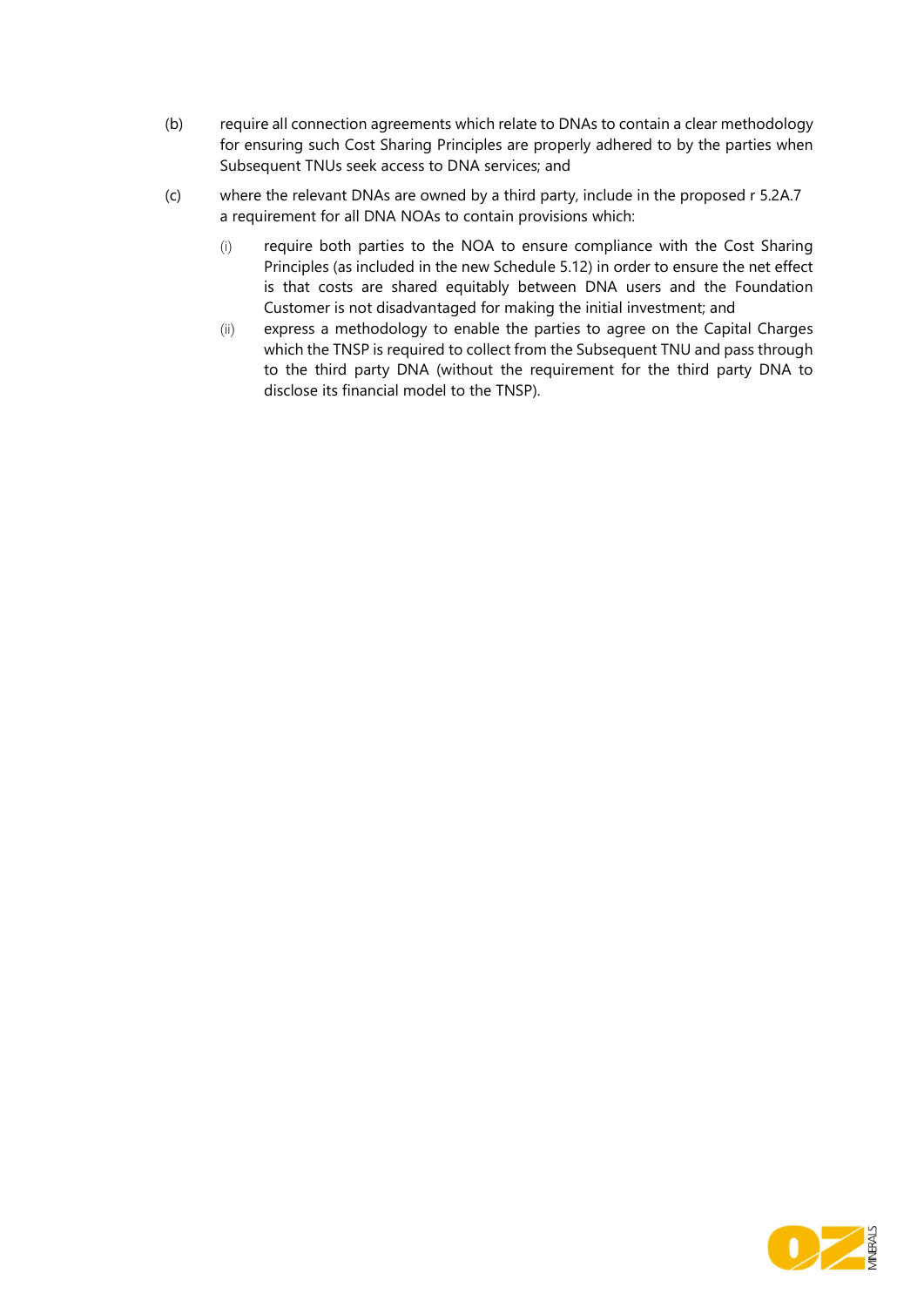(b) require all connection agreements which relate to DNAs to contain a clear methodology for ensuring such Cost Sharing Principles are properly adhered to by the parties when Subsequent TNUs seek access to DNA services; and

(c) where the relevant DNAs are owned by a third party, include in the proposed r 5.2A.7 a requirement for all DNA NOAs to contain provisions which:

   (i) require both parties to the NOA to ensure compliance with the Cost Sharing Principles (as included in the new Schedule 5.12) in order to ensure the net effect is that costs are shared equitably between DNA users and the Foundation Customer is not disadvantaged for making the initial investment; and

   (ii) express a methodology to enable the parties to agree on the Capital Charges which the TNSP is required to collect from the Subsequent TNU and pass through to the third party DNA (without the requirement for the third party DNA to disclose its financial model to the TNSP).